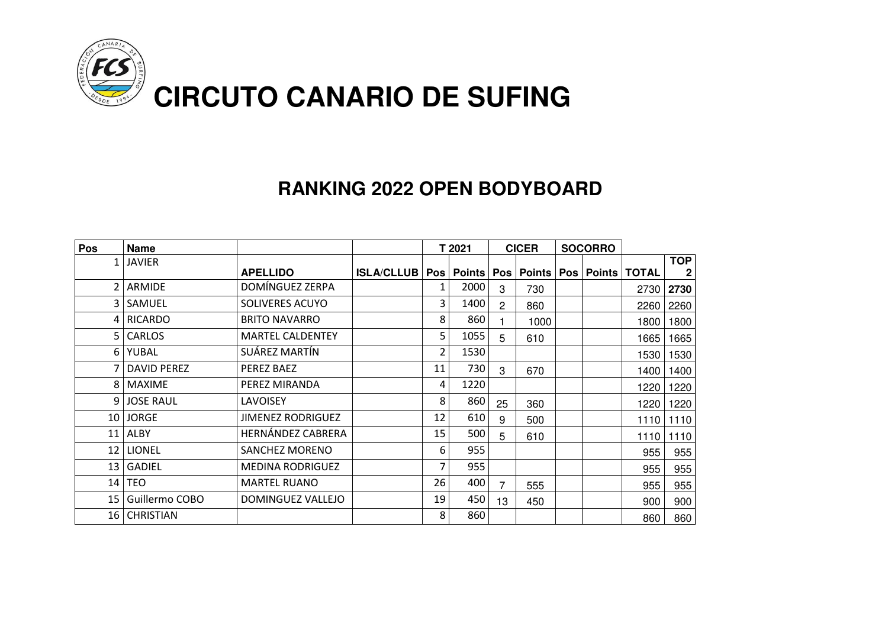# CIRCUTO CANARIO DE SUFING

## RANKING 2022 OPEN BODYBOARD

| Pos | Name | | | T 2021 | | CICER | | SOCORRO | | | |
|---|---|---|---|---|---|---|---|---|---|---|---|
| 1 | JAVIER | **APELLIDO** | **ISLA/CLLUB** | **Pos** | **Points** | **Pos** | **Points** | **Pos** | **Points** | **TOTAL** | **TOP 2** |
| 2 | ARMIDE | DOMÍNGUEZ ZERPA | | 1 | 2000 | 3 | 730 | | | 2730 | **2730** |
| 3 | SAMUEL | SOLIVERES ACUYO | | 3 | 1400 | 2 | 860 | | | 2260 | 2260 |
| 4 | RICARDO | BRITO NAVARRO | | 8 | 860 | 1 | 1000 | | | 1800 | 1800 |
| 5 | CARLOS | MARTEL CALDENTEY | | 5 | 1055 | 5 | 610 | | | 1665 | 1665 |
| 6 | YUBAL | SUÁREZ MARTÍN | | 2 | 1530 | | | | | 1530 | 1530 |
| 7 | DAVID PEREZ | PEREZ BAEZ | | 11 | 730 | 3 | 670 | | | 1400 | 1400 |
| 8 | MAXIME | PEREZ MIRANDA | | 4 | 1220 | | | | | 1220 | 1220 |
| 9 | JOSE RAUL | LAVOISEY | | 8 | 860 | 25 | 360 | | | 1220 | 1220 |
| 10 | JORGE | JIMENEZ RODRIGUEZ | | 12 | 610 | 9 | 500 | | | 1110 | 1110 |
| 11 | ALBY | HERNÁNDEZ CABRERA | | 15 | 500 | 5 | 610 | | | 1110 | 1110 |
| 12 | LIONEL | SANCHEZ MORENO | | 6 | 955 | | | | | 955 | 955 |
| 13 | GADIEL | MEDINA RODRIGUEZ | | 7 | 955 | | | | | 955 | 955 |
| 14 | TEO | MARTEL RUANO | | 26 | 400 | 7 | 555 | | | 955 | 955 |
| 15 | Guillermo COBO | DOMINGUEZ VALLEJO | | 19 | 450 | 13 | 450 | | | 900 | 900 |
| 16 | CHRISTIAN | | | 8 | 860 | | | | | 860 | 860 |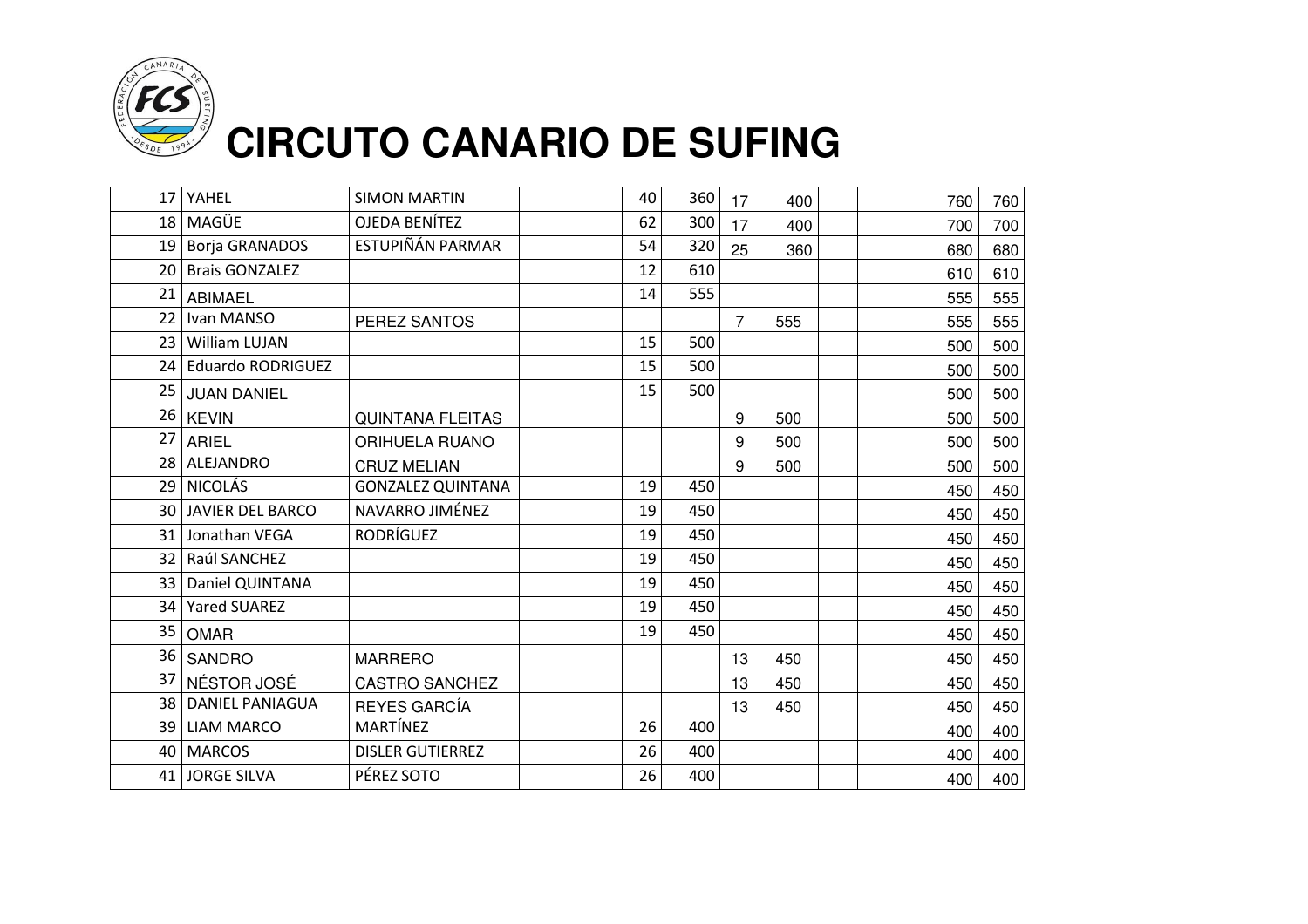# CIRCUTO CANARIO DE SUFING

| | | | | | | | | | | | |
|---|---|---|---|---|---|---|---|---|---|---|---|
| 17 | YAHEL | SIMON MARTIN | | 40 | 360 | 17 | 400 | | | 760 | 760 |
| 18 | MAGÜE | OJEDA BENÍTEZ | | 62 | 300 | 17 | 400 | | | 700 | 700 |
| 19 | Borja GRANADOS | ESTUPIÑÁN PARMAR | | 54 | 320 | 25 | 360 | | | 680 | 680 |
| 20 | Brais GONZALEZ | | | 12 | 610 | | | | | 610 | 610 |
| 21 | ABIMAEL | | | 14 | 555 | | | | | 555 | 555 |
| 22 | Ivan MANSO | PEREZ SANTOS | | | | 7 | 555 | | | 555 | 555 |
| 23 | William LUJAN | | | 15 | 500 | | | | | 500 | 500 |
| 24 | Eduardo RODRIGUEZ | | | 15 | 500 | | | | | 500 | 500 |
| 25 | JUAN DANIEL | | | 15 | 500 | | | | | 500 | 500 |
| 26 | KEVIN | QUINTANA FLEITAS | | | | 9 | 500 | | | 500 | 500 |
| 27 | ARIEL | ORIHUELA RUANO | | | | 9 | 500 | | | 500 | 500 |
| 28 | ALEJANDRO | CRUZ MELIAN | | | | 9 | 500 | | | 500 | 500 |
| 29 | NICOLÁS | GONZALEZ QUINTANA | | 19 | 450 | | | | | 450 | 450 |
| 30 | JAVIER DEL BARCO | NAVARRO JIMÉNEZ | | 19 | 450 | | | | | 450 | 450 |
| 31 | Jonathan VEGA | RODRÍGUEZ | | 19 | 450 | | | | | 450 | 450 |
| 32 | Raúl SANCHEZ | | | 19 | 450 | | | | | 450 | 450 |
| 33 | Daniel QUINTANA | | | 19 | 450 | | | | | 450 | 450 |
| 34 | Yared SUAREZ | | | 19 | 450 | | | | | 450 | 450 |
| 35 | OMAR | | | 19 | 450 | | | | | 450 | 450 |
| 36 | SANDRO | MARRERO | | | | 13 | 450 | | | 450 | 450 |
| 37 | NÉSTOR JOSÉ | CASTRO SANCHEZ | | | | 13 | 450 | | | 450 | 450 |
| 38 | DANIEL PANIAGUA | REYES GARCÍA | | | | 13 | 450 | | | 450 | 450 |
| 39 | LIAM MARCO | MARTÍNEZ | | 26 | 400 | | | | | 400 | 400 |
| 40 | MARCOS | DISLER GUTIERREZ | | 26 | 400 | | | | | 400 | 400 |
| 41 | JORGE SILVA | PÉREZ SOTO | | 26 | 400 | | | | | 400 | 400 |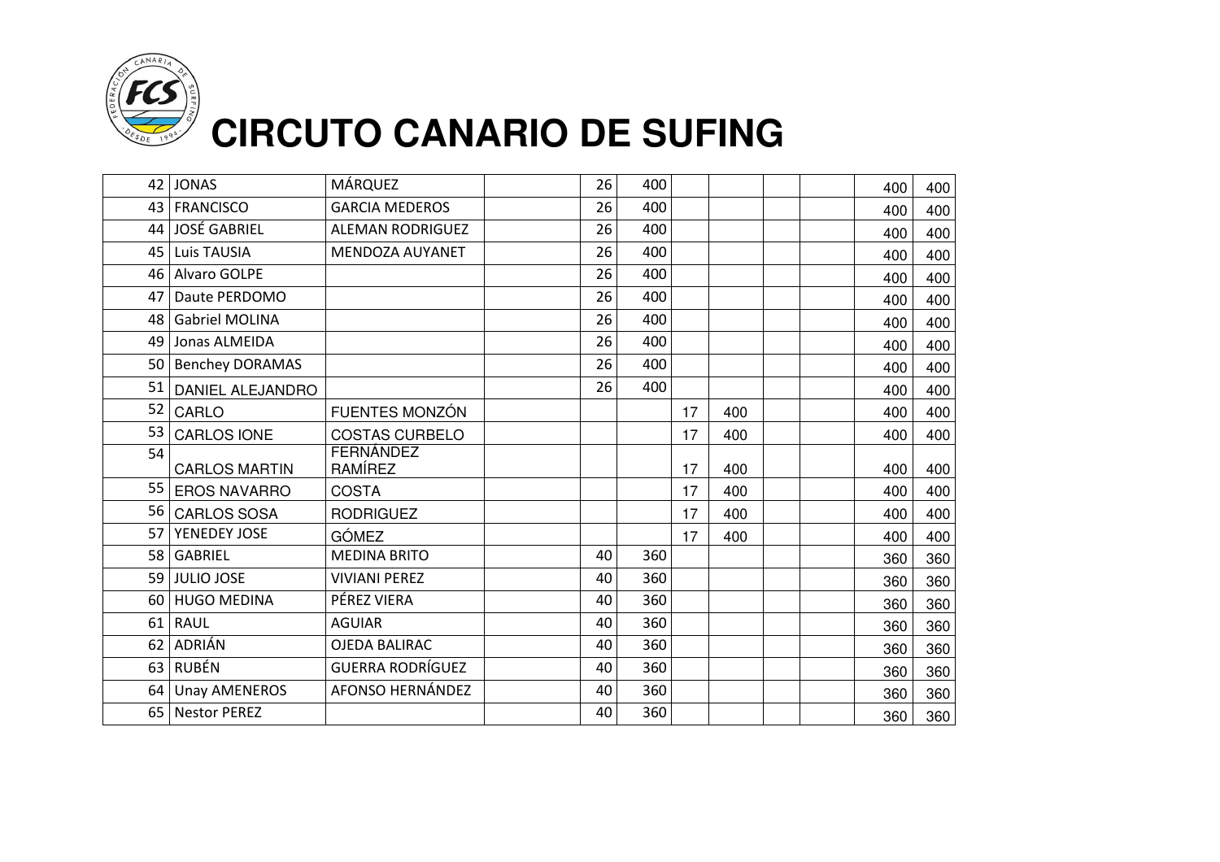# CIRCUTO CANARIO DE SUFING

| | | | | | | | | | | | |
|---|---|---|---|---|---|---|---|---|---|---|---|
| 42 | JONAS | MÁRQUEZ | | 26 | 400 | | | | | 400 | 400 |
| 43 | FRANCISCO | GARCIA MEDEROS | | 26 | 400 | | | | | 400 | 400 |
| 44 | JOSÉ GABRIEL | ALEMAN RODRIGUEZ | | 26 | 400 | | | | | 400 | 400 |
| 45 | Luis TAUSIA | MENDOZA AUYANET | | 26 | 400 | | | | | 400 | 400 |
| 46 | Alvaro GOLPE | | | 26 | 400 | | | | | 400 | 400 |
| 47 | Daute PERDOMO | | | 26 | 400 | | | | | 400 | 400 |
| 48 | Gabriel MOLINA | | | 26 | 400 | | | | | 400 | 400 |
| 49 | Jonas ALMEIDA | | | 26 | 400 | | | | | 400 | 400 |
| 50 | Benchey DORAMAS | | | 26 | 400 | | | | | 400 | 400 |
| 51 | DANIEL ALEJANDRO | | | 26 | 400 | | | | | 400 | 400 |
| 52 | CARLO | FUENTES MONZÓN | | | | 17 | 400 | | | 400 | 400 |
| 53 | CARLOS IONE | COSTAS CURBELO | | | | 17 | 400 | | | 400 | 400 |
| 54 | CARLOS MARTIN | FERNÁNDEZ RAMÍREZ | | | | 17 | 400 | | | 400 | 400 |
| 55 | EROS NAVARRO | COSTA | | | | 17 | 400 | | | 400 | 400 |
| 56 | CARLOS SOSA | RODRIGUEZ | | | | 17 | 400 | | | 400 | 400 |
| 57 | YENEDEY JOSE | GÓMEZ | | | | 17 | 400 | | | 400 | 400 |
| 58 | GABRIEL | MEDINA BRITO | | 40 | 360 | | | | | 360 | 360 |
| 59 | JULIO JOSE | VIVIANI PEREZ | | 40 | 360 | | | | | 360 | 360 |
| 60 | HUGO MEDINA | PÉREZ VIERA | | 40 | 360 | | | | | 360 | 360 |
| 61 | RAUL | AGUIAR | | 40 | 360 | | | | | 360 | 360 |
| 62 | ADRIÁN | OJEDA BALIRAC | | 40 | 360 | | | | | 360 | 360 |
| 63 | RUBÉN | GUERRA RODRÍGUEZ | | 40 | 360 | | | | | 360 | 360 |
| 64 | Unay AMENEROS | AFONSO HERNÁNDEZ | | 40 | 360 | | | | | 360 | 360 |
| 65 | Nestor PEREZ | | | 40 | 360 | | | | | 360 | 360 |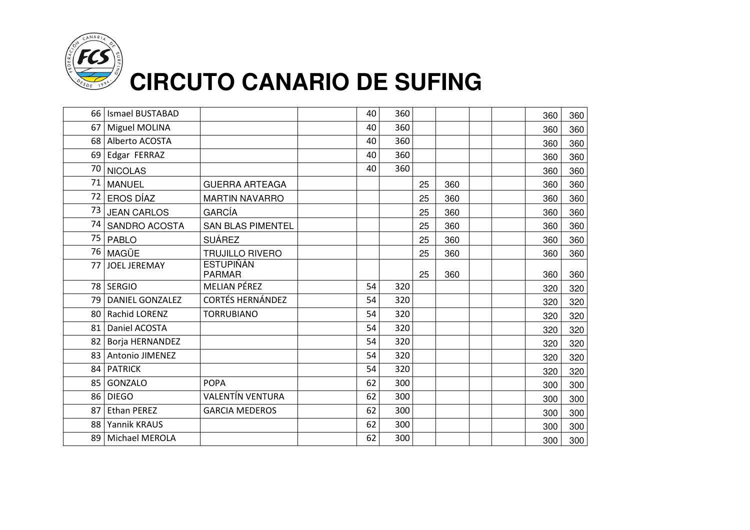# CIRCUTO CANARIO DE SUFING

| | | | | | | | | | | | |
|---|---|---|---|---|---|---|---|---|---|---|---|
| 66 | Ismael BUSTABAD | | | 40 | 360 | | | | | 360 | 360 |
| 67 | Miguel MOLINA | | | 40 | 360 | | | | | 360 | 360 |
| 68 | Alberto ACOSTA | | | 40 | 360 | | | | | 360 | 360 |
| 69 | Edgar FERRAZ | | | 40 | 360 | | | | | 360 | 360 |
| 70 | NICOLAS | | | 40 | 360 | | | | | 360 | 360 |
| 71 | MANUEL | GUERRA ARTEAGA | | | | 25 | 360 | | | 360 | 360 |
| 72 | EROS DÍAZ | MARTIN NAVARRO | | | | 25 | 360 | | | 360 | 360 |
| 73 | JEAN CARLOS | GARCÍA | | | | 25 | 360 | | | 360 | 360 |
| 74 | SANDRO ACOSTA | SAN BLAS PIMENTEL | | | | 25 | 360 | | | 360 | 360 |
| 75 | PABLO | SUÁREZ | | | | 25 | 360 | | | 360 | 360 |
| 76 | MAGÜE | TRUJILLO RIVERO | | | | 25 | 360 | | | 360 | 360 |
| 77 | JOEL JEREMAY | ESTUPIÑÁN PARMAR | | | | 25 | 360 | | | 360 | 360 |
| 78 | SERGIO | MELIAN PÉREZ | | 54 | 320 | | | | | 320 | 320 |
| 79 | DANIEL GONZALEZ | CORTÉS HERNÁNDEZ | | 54 | 320 | | | | | 320 | 320 |
| 80 | Rachid LORENZ | TORRUBIANO | | 54 | 320 | | | | | 320 | 320 |
| 81 | Daniel ACOSTA | | | 54 | 320 | | | | | 320 | 320 |
| 82 | Borja HERNANDEZ | | | 54 | 320 | | | | | 320 | 320 |
| 83 | Antonio JIMENEZ | | | 54 | 320 | | | | | 320 | 320 |
| 84 | PATRICK | | | 54 | 320 | | | | | 320 | 320 |
| 85 | GONZALO | POPA | | 62 | 300 | | | | | 300 | 300 |
| 86 | DIEGO | VALENTÍN VENTURA | | 62 | 300 | | | | | 300 | 300 |
| 87 | Ethan PEREZ | GARCIA MEDEROS | | 62 | 300 | | | | | 300 | 300 |
| 88 | Yannik KRAUS | | | 62 | 300 | | | | | 300 | 300 |
| 89 | Michael MEROLA | | | 62 | 300 | | | | | 300 | 300 |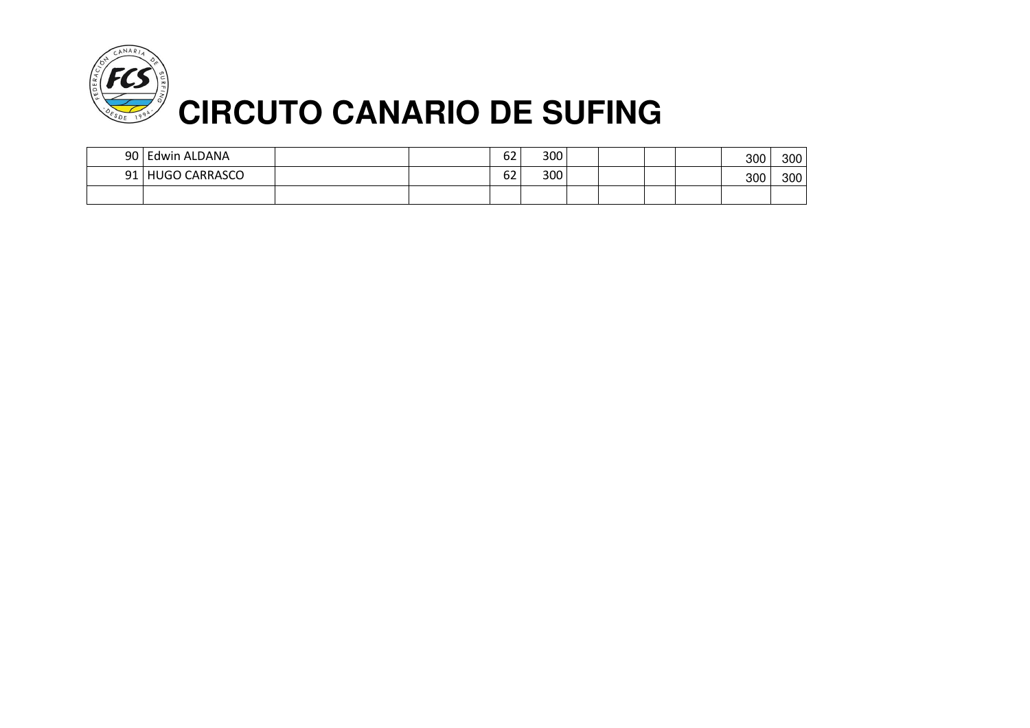# CIRCUTO CANARIO DE SUFING

| | | | | | | | | | | | |
|---|---|---|---|---|---|---|---|---|---|---|---|
| 90 | Edwin ALDANA | | | 62 | 300 | | | | | 300 | 300 |
| 91 | HUGO CARRASCO | | | 62 | 300 | | | | | 300 | 300 |
| | | | | | | | | | | | |